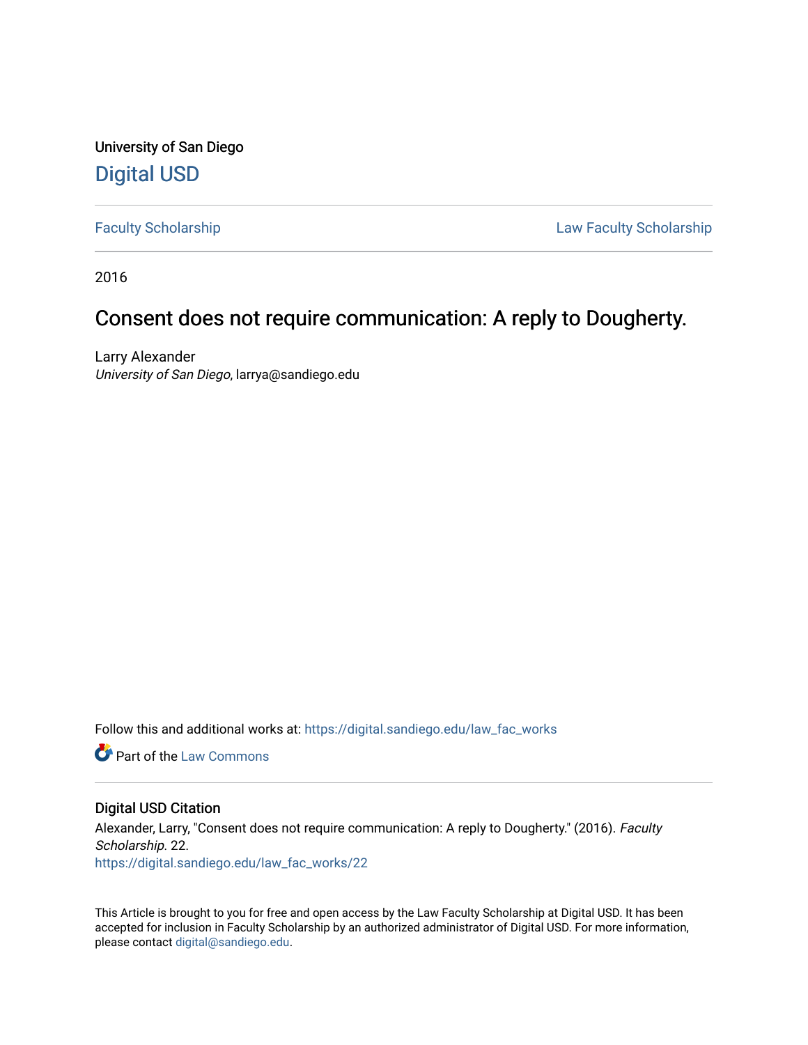University of San Diego

# Digital USD

Faculty Scholarship | Law Faculty Scholarship

2016

# Consent does not require communication: A reply to Dougherty.

Larry Alexander
*University of San Diego*, larrya@sandiego.edu

Follow this and additional works at: https://digital.sandiego.edu/law_fac_works

Part of the Law Commons

## Digital USD Citation

Alexander, Larry, "Consent does not require communication: A reply to Dougherty." (2016). *Faculty Scholarship*. 22.
https://digital.sandiego.edu/law_fac_works/22

This Article is brought to you for free and open access by the Law Faculty Scholarship at Digital USD. It has been accepted for inclusion in Faculty Scholarship by an authorized administrator of Digital USD. For more information, please contact digital@sandiego.edu.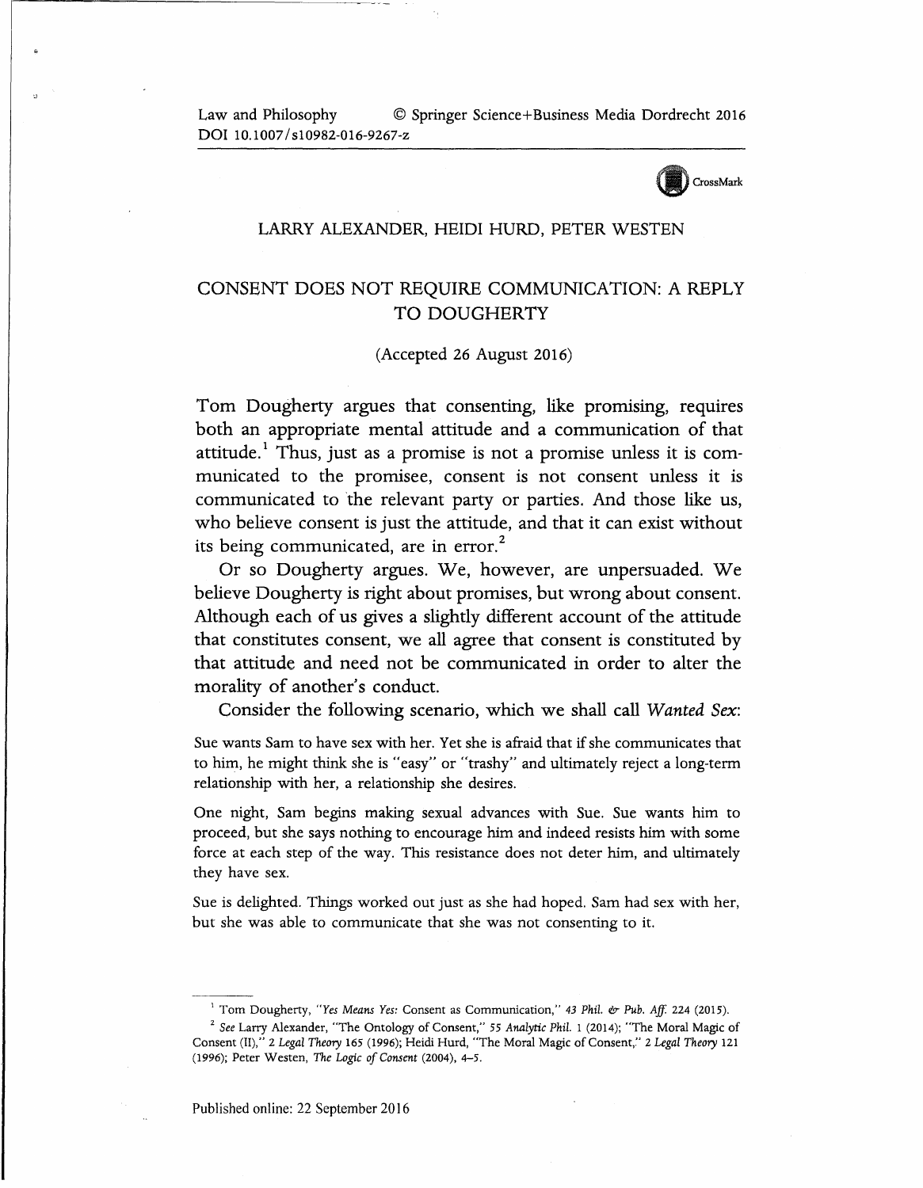Law and Philosophy © Springer Science+Business Media Dordrecht 2016
DOI 10.1007/s10982-016-9267-z

LARRY ALEXANDER, HEIDI HURD, PETER WESTEN

# CONSENT DOES NOT REQUIRE COMMUNICATION: A REPLY TO DOUGHERTY

(Accepted 26 August 2016)

Tom Dougherty argues that consenting, like promising, requires both an appropriate mental attitude and a communication of that attitude.[1] Thus, just as a promise is not a promise unless it is communicated to the promisee, consent is not consent unless it is communicated to the relevant party or parties. And those like us, who believe consent is just the attitude, and that it can exist without its being communicated, are in error.[2]

Or so Dougherty argues. We, however, are unpersuaded. We believe Dougherty is right about promises, but wrong about consent. Although each of us gives a slightly different account of the attitude that constitutes consent, we all agree that consent is constituted by that attitude and need not be communicated in order to alter the morality of another's conduct.

Consider the following scenario, which we shall call *Wanted Sex*:

Sue wants Sam to have sex with her. Yet she is afraid that if she communicates that to him, he might think she is "easy" or "trashy" and ultimately reject a long-term relationship with her, a relationship she desires.

One night, Sam begins making sexual advances with Sue. Sue wants him to proceed, but she says nothing to encourage him and indeed resists him with some force at each step of the way. This resistance does not deter him, and ultimately they have sex.

Sue is delighted. Things worked out just as she had hoped. Sam had sex with her, but she was able to communicate that she was not consenting to it.

---

[1] Tom Dougherty, "*Yes Means Yes*: Consent as Communication," 43 *Phil. & Pub. Aff.* 224 (2015).

[2] *See* Larry Alexander, "The Ontology of Consent," 55 *Analytic Phil.* 1 (2014); "The Moral Magic of Consent (II)," 2 *Legal Theory* 165 (1996); Heidi Hurd, "The Moral Magic of Consent," 2 *Legal Theory* 121 (1996); Peter Westen, *The Logic of Consent* (2004), 4–5.

Published online: 22 September 2016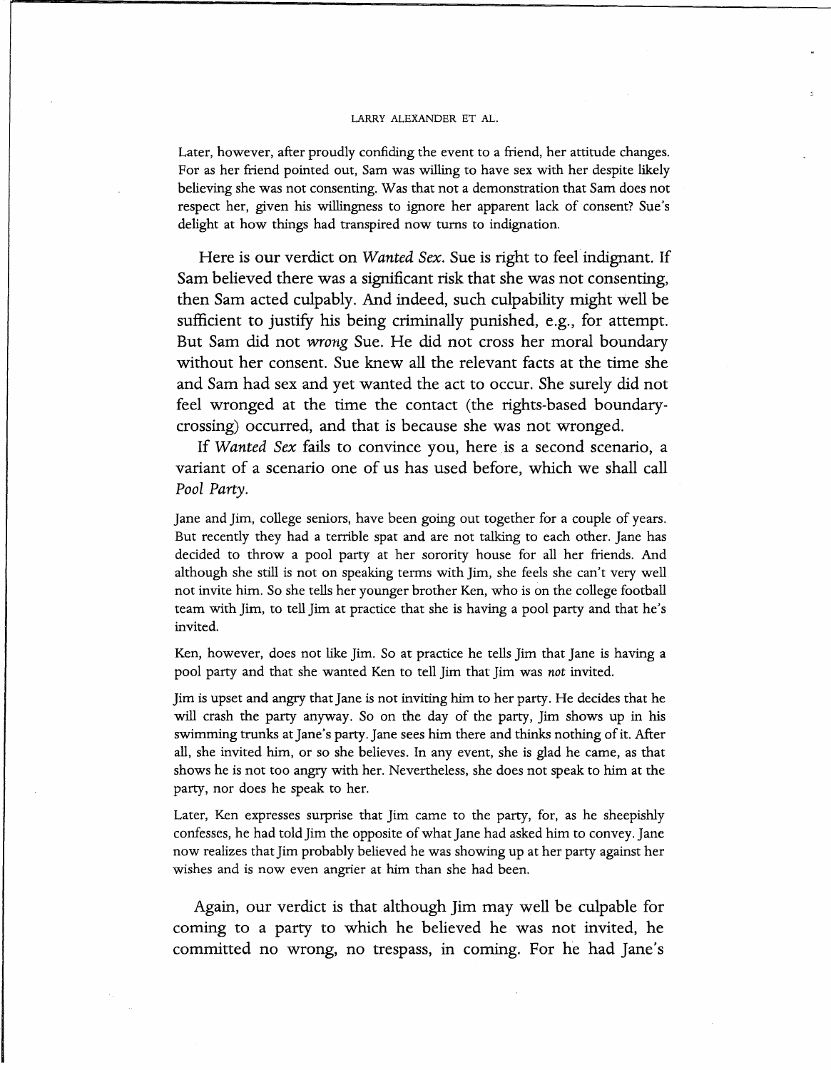Later, however, after proudly confiding the event to a friend, her attitude changes. For as her friend pointed out, Sam was willing to have sex with her despite likely believing she was not consenting. Was that not a demonstration that Sam does not respect her, given his willingness to ignore her apparent lack of consent? Sue's delight at how things had transpired now turns to indignation.

Here is our verdict on *Wanted Sex*. Sue is right to feel indignant. If Sam believed there was a significant risk that she was not consenting, then Sam acted culpably. And indeed, such culpability might well be sufficient to justify his being criminally punished, e.g., for attempt. But Sam did not *wrong* Sue. He did not cross her moral boundary without her consent. Sue knew all the relevant facts at the time she and Sam had sex and yet wanted the act to occur. She surely did not feel wronged at the time the contact (the rights-based boundary-crossing) occurred, and that is because she was not wronged.

If *Wanted Sex* fails to convince you, here is a second scenario, a variant of a scenario one of us has used before, which we shall call *Pool Party*.

Jane and Jim, college seniors, have been going out together for a couple of years. But recently they had a terrible spat and are not talking to each other. Jane has decided to throw a pool party at her sorority house for all her friends. And although she still is not on speaking terms with Jim, she feels she can't very well not invite him. So she tells her younger brother Ken, who is on the college football team with Jim, to tell Jim at practice that she is having a pool party and that he's invited.

Ken, however, does not like Jim. So at practice he tells Jim that Jane is having a pool party and that she wanted Ken to tell Jim that Jim was *not* invited.

Jim is upset and angry that Jane is not inviting him to her party. He decides that he will crash the party anyway. So on the day of the party, Jim shows up in his swimming trunks at Jane's party. Jane sees him there and thinks nothing of it. After all, she invited him, or so she believes. In any event, she is glad he came, as that shows he is not too angry with her. Nevertheless, she does not speak to him at the party, nor does he speak to her.

Later, Ken expresses surprise that Jim came to the party, for, as he sheepishly confesses, he had told Jim the opposite of what Jane had asked him to convey. Jane now realizes that Jim probably believed he was showing up at her party against her wishes and is now even angrier at him than she had been.

Again, our verdict is that although Jim may well be culpable for coming to a party to which he believed he was not invited, he committed no wrong, no trespass, in coming. For he had Jane's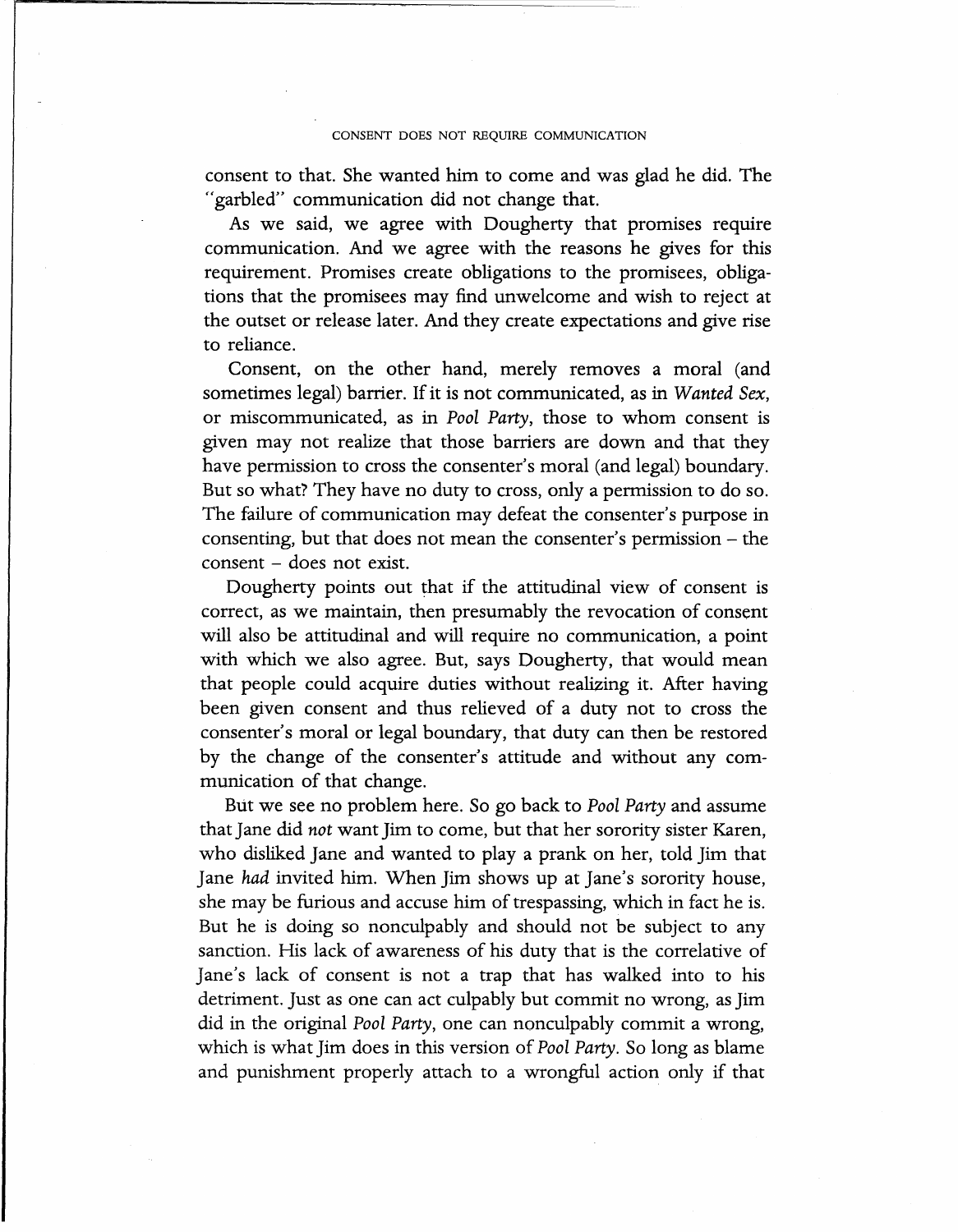consent to that. She wanted him to come and was glad he did. The "garbled" communication did not change that.

As we said, we agree with Dougherty that promises require communication. And we agree with the reasons he gives for this requirement. Promises create obligations to the promisees, obligations that the promisees may find unwelcome and wish to reject at the outset or release later. And they create expectations and give rise to reliance.

Consent, on the other hand, merely removes a moral (and sometimes legal) barrier. If it is not communicated, as in *Wanted Sex*, or miscommunicated, as in *Pool Party*, those to whom consent is given may not realize that those barriers are down and that they have permission to cross the consenter's moral (and legal) boundary. But so what? They have no duty to cross, only a permission to do so. The failure of communication may defeat the consenter's purpose in consenting, but that does not mean the consenter's permission – the consent – does not exist.

Dougherty points out that if the attitudinal view of consent is correct, as we maintain, then presumably the revocation of consent will also be attitudinal and will require no communication, a point with which we also agree. But, says Dougherty, that would mean that people could acquire duties without realizing it. After having been given consent and thus relieved of a duty not to cross the consenter's moral or legal boundary, that duty can then be restored by the change of the consenter's attitude and without any communication of that change.

But we see no problem here. So go back to *Pool Party* and assume that Jane did *not* want Jim to come, but that her sorority sister Karen, who disliked Jane and wanted to play a prank on her, told Jim that Jane *had* invited him. When Jim shows up at Jane's sorority house, she may be furious and accuse him of trespassing, which in fact he is. But he is doing so nonculpably and should not be subject to any sanction. His lack of awareness of his duty that is the correlative of Jane's lack of consent is not a trap that has walked into to his detriment. Just as one can act culpably but commit no wrong, as Jim did in the original *Pool Party*, one can nonculpably commit a wrong, which is what Jim does in this version of *Pool Party*. So long as blame and punishment properly attach to a wrongful action only if that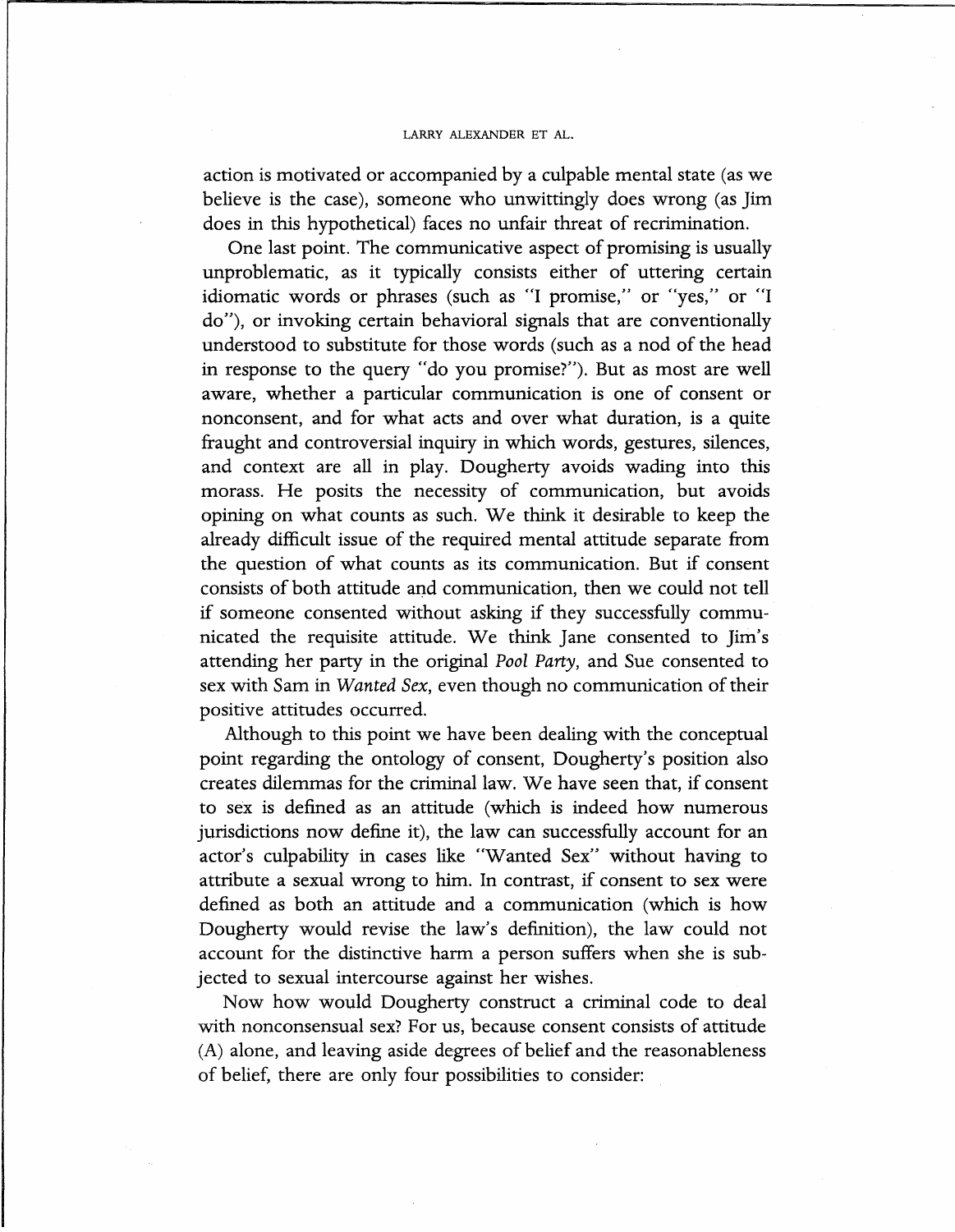action is motivated or accompanied by a culpable mental state (as we believe is the case), someone who unwittingly does wrong (as Jim does in this hypothetical) faces no unfair threat of recrimination.

One last point. The communicative aspect of promising is usually unproblematic, as it typically consists either of uttering certain idiomatic words or phrases (such as "I promise," or "yes," or "I do"), or invoking certain behavioral signals that are conventionally understood to substitute for those words (such as a nod of the head in response to the query "do you promise?"). But as most are well aware, whether a particular communication is one of consent or nonconsent, and for what acts and over what duration, is a quite fraught and controversial inquiry in which words, gestures, silences, and context are all in play. Dougherty avoids wading into this morass. He posits the necessity of communication, but avoids opining on what counts as such. We think it desirable to keep the already difficult issue of the required mental attitude separate from the question of what counts as its communication. But if consent consists of both attitude and communication, then we could not tell if someone consented without asking if they successfully communicated the requisite attitude. We think Jane consented to Jim's attending her party in the original *Pool Party*, and Sue consented to sex with Sam in *Wanted Sex*, even though no communication of their positive attitudes occurred.

Although to this point we have been dealing with the conceptual point regarding the ontology of consent, Dougherty's position also creates dilemmas for the criminal law. We have seen that, if consent to sex is defined as an attitude (which is indeed how numerous jurisdictions now define it), the law can successfully account for an actor's culpability in cases like "Wanted Sex" without having to attribute a sexual wrong to him. In contrast, if consent to sex were defined as both an attitude and a communication (which is how Dougherty would revise the law's definition), the law could not account for the distinctive harm a person suffers when she is subjected to sexual intercourse against her wishes.

Now how would Dougherty construct a criminal code to deal with nonconsensual sex? For us, because consent consists of attitude (A) alone, and leaving aside degrees of belief and the reasonableness of belief, there are only four possibilities to consider: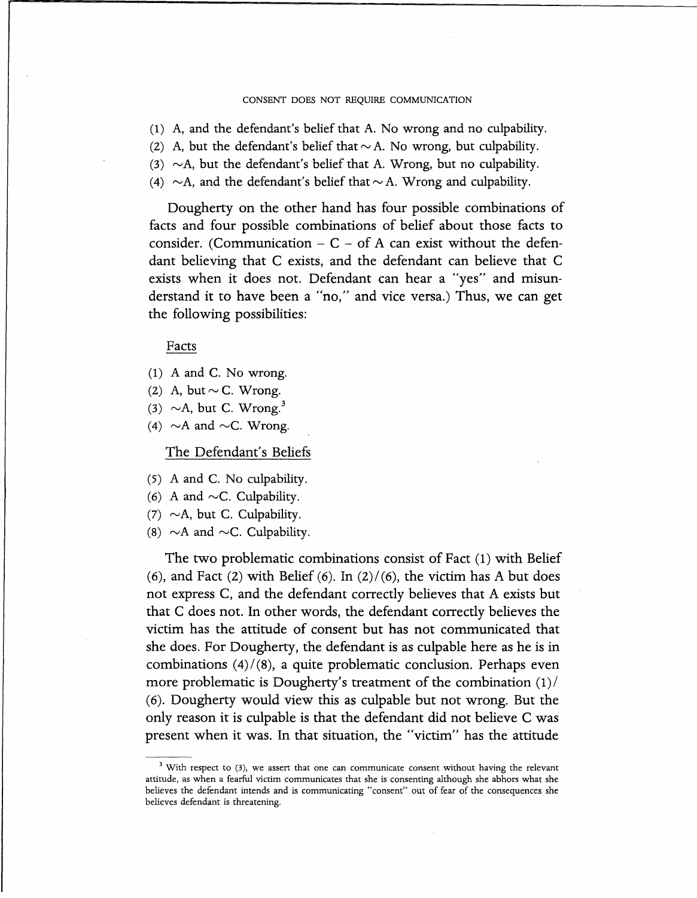(1) A, and the defendant's belief that A. No wrong and no culpability.
(2) A, but the defendant's belief that ~A. No wrong, but culpability.
(3) ~A, but the defendant's belief that A. Wrong, but no culpability.
(4) ~A, and the defendant's belief that ~A. Wrong and culpability.

Dougherty on the other hand has four possible combinations of facts and four possible combinations of belief about those facts to consider. (Communication – C – of A can exist without the defendant believing that C exists, and the defendant can believe that C exists when it does not. Defendant can hear a "yes" and misunderstand it to have been a "no," and vice versa.) Thus, we can get the following possibilities:

Facts

(1) A and C. No wrong.
(2) A, but ~C. Wrong.
(3) ~A, but C. Wrong.[3]
(4) ~A and ~C. Wrong.

The Defendant's Beliefs

(5) A and C. No culpability.
(6) A and ~C. Culpability.
(7) ~A, but C. Culpability.
(8) ~A and ~C. Culpability.

The two problematic combinations consist of Fact (1) with Belief (6), and Fact (2) with Belief (6). In (2)/(6), the victim has A but does not express C, and the defendant correctly believes that A exists but that C does not. In other words, the defendant correctly believes the victim has the attitude of consent but has not communicated that she does. For Dougherty, the defendant is as culpable here as he is in combinations (4)/(8), a quite problematic conclusion. Perhaps even more problematic is Dougherty's treatment of the combination (1)/(6). Dougherty would view this as culpable but not wrong. But the only reason it is culpable is that the defendant did not believe C was present when it was. In that situation, the "victim" has the attitude

[3] With respect to (3), we assert that one can communicate consent without having the relevant attitude, as when a fearful victim communicates that she is consenting although she abhors what she believes the defendant intends and is communicating "consent" out of fear of the consequences she believes defendant is threatening.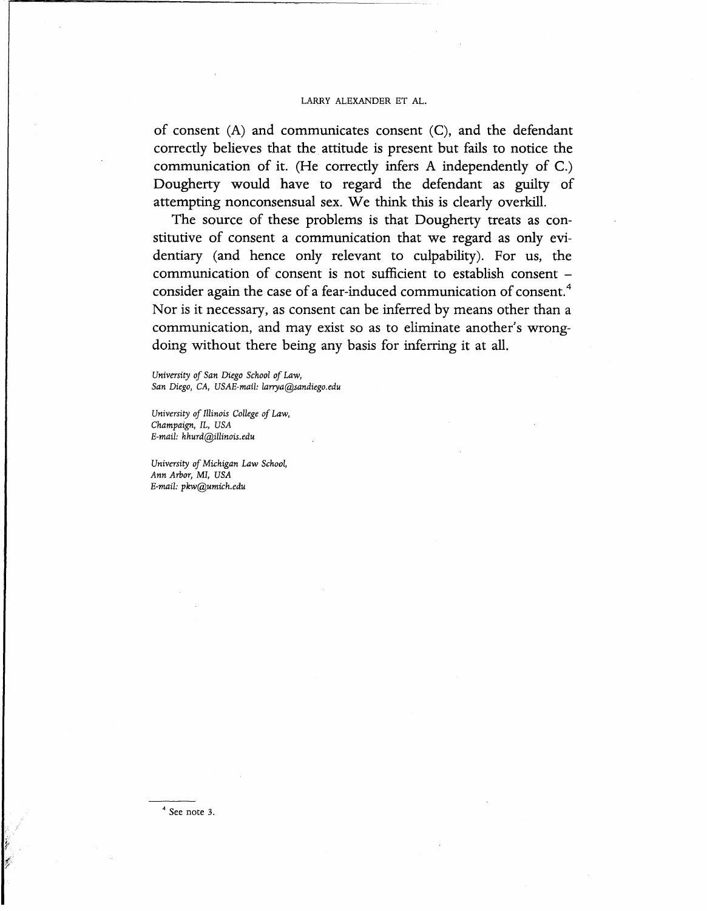of consent (A) and communicates consent (C), and the defendant correctly believes that the attitude is present but fails to notice the communication of it. (He correctly infers A independently of C.) Dougherty would have to regard the defendant as guilty of attempting nonconsensual sex. We think this is clearly overkill.

The source of these problems is that Dougherty treats as constitutive of consent a communication that we regard as only evidentiary (and hence only relevant to culpability). For us, the communication of consent is not sufficient to establish consent – consider again the case of a fear-induced communication of consent.[4] Nor is it necessary, as consent can be inferred by means other than a communication, and may exist so as to eliminate another's wrongdoing without there being any basis for inferring it at all.

*University of San Diego School of Law,*
*San Diego, CA, USAE-mail: larrya@sandiego.edu*

*University of Illinois College of Law,*
*Champaign, IL, USA*
*E-mail: hhurd@illinois.edu*

*University of Michigan Law School,*
*Ann Arbor, MI, USA*
*E-mail: pkw@umich.edu*

---

[4] See note 3.